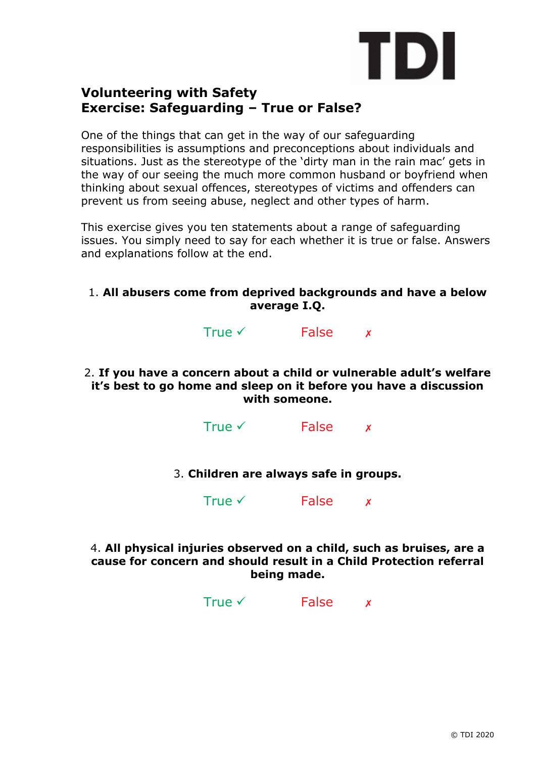# Volunteering with Safety
## Exercise: Safeguarding – True or False?

One of the things that can get in the way of our safeguarding responsibilities is assumptions and preconceptions about individuals and situations. Just as the stereotype of the 'dirty man in the rain mac' gets in the way of our seeing the much more common husband or boyfriend when thinking about sexual offences, stereotypes of victims and offenders can prevent us from seeing abuse, neglect and other types of harm.

This exercise gives you ten statements about a range of safeguarding issues. You simply need to say for each whether it is true or false. Answers and explanations follow at the end.

1. **All abusers come from deprived backgrounds and have a below average I.Q.**

   True ✓ False ✗

2. **If you have a concern about a child or vulnerable adult's welfare it's best to go home and sleep on it before you have a discussion with someone.**

   True ✓ False ✗

3. **Children are always safe in groups.**

   True ✓ False ✗

4. **All physical injuries observed on a child, such as bruises, are a cause for concern and should result in a Child Protection referral being made.**

   True ✓ False ✗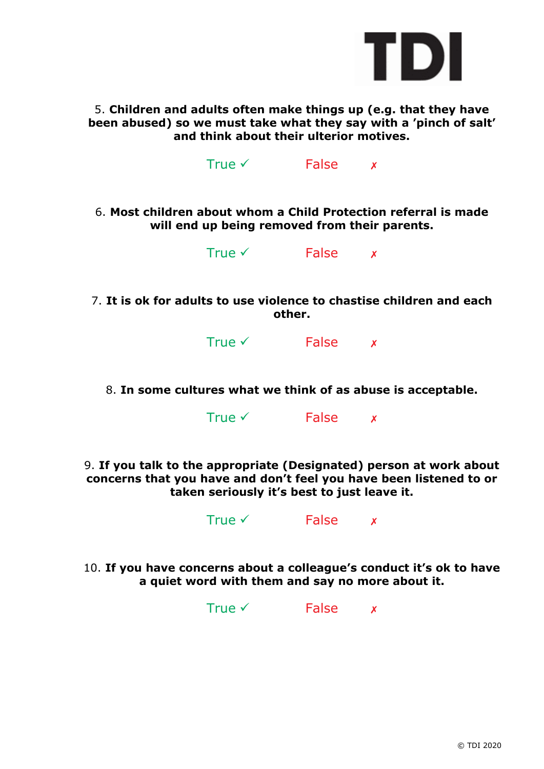5. **Children and adults often make things up (e.g. that they have been abused) so we must take what they say with a 'pinch of salt' and think about their ulterior motives.**

True ✓ False ✗

6. **Most children about whom a Child Protection referral is made will end up being removed from their parents.**

True ✓ False ✗

7. **It is ok for adults to use violence to chastise children and each other.**

True ✓ False ✗

8. **In some cultures what we think of as abuse is acceptable.**

True ✓ False ✗

9. **If you talk to the appropriate (Designated) person at work about concerns that you have and don't feel you have been listened to or taken seriously it's best to just leave it.**

True ✓ False ✗

10. **If you have concerns about a colleague's conduct it's ok to have a quiet word with them and say no more about it.**

True ✓ False ✗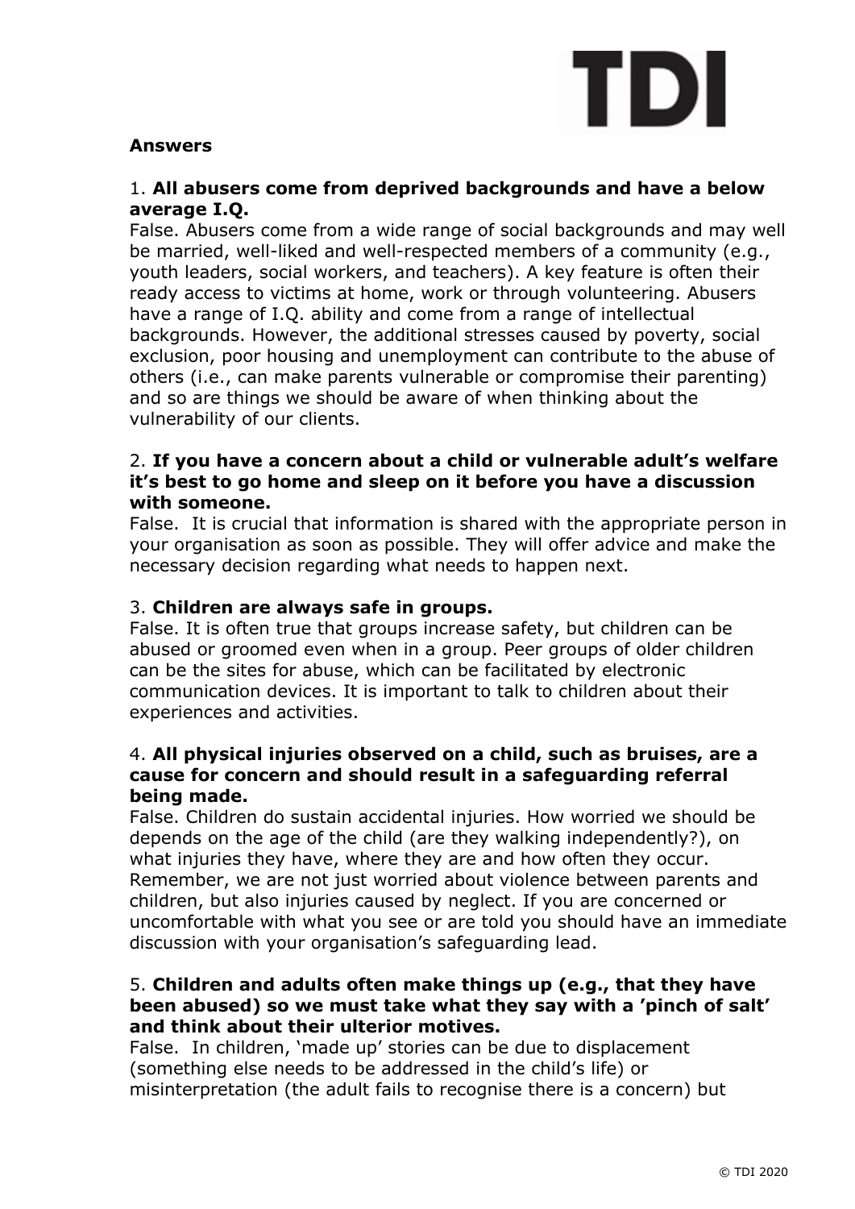**Answers**

1. **All abusers come from deprived backgrounds and have a below average I.Q.**
False. Abusers come from a wide range of social backgrounds and may well be married, well-liked and well-respected members of a community (e.g., youth leaders, social workers, and teachers). A key feature is often their ready access to victims at home, work or through volunteering. Abusers have a range of I.Q. ability and come from a range of intellectual backgrounds. However, the additional stresses caused by poverty, social exclusion, poor housing and unemployment can contribute to the abuse of others (i.e., can make parents vulnerable or compromise their parenting) and so are things we should be aware of when thinking about the vulnerability of our clients.

2. **If you have a concern about a child or vulnerable adult's welfare it's best to go home and sleep on it before you have a discussion with someone.**
False. It is crucial that information is shared with the appropriate person in your organisation as soon as possible. They will offer advice and make the necessary decision regarding what needs to happen next.

3. **Children are always safe in groups.**
False. It is often true that groups increase safety, but children can be abused or groomed even when in a group. Peer groups of older children can be the sites for abuse, which can be facilitated by electronic communication devices. It is important to talk to children about their experiences and activities.

4. **All physical injuries observed on a child, such as bruises, are a cause for concern and should result in a safeguarding referral being made.**
False. Children do sustain accidental injuries. How worried we should be depends on the age of the child (are they walking independently?), on what injuries they have, where they are and how often they occur. Remember, we are not just worried about violence between parents and children, but also injuries caused by neglect. If you are concerned or uncomfortable with what you see or are told you should have an immediate discussion with your organisation's safeguarding lead.

5. **Children and adults often make things up (e.g., that they have been abused) so we must take what they say with a 'pinch of salt' and think about their ulterior motives.**
False. In children, 'made up' stories can be due to displacement (something else needs to be addressed in the child's life) or misinterpretation (the adult fails to recognise there is a concern) but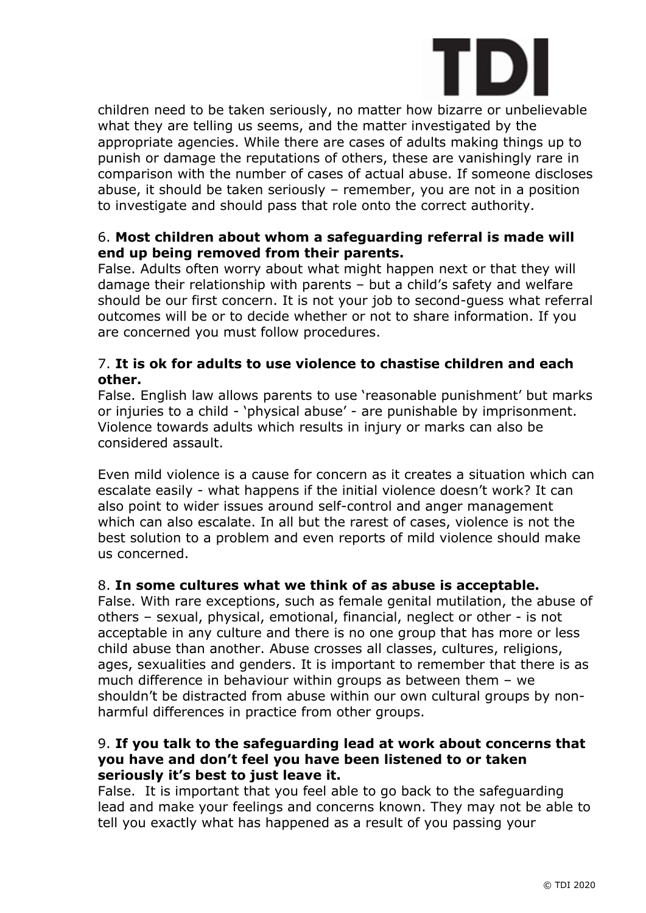children need to be taken seriously, no matter how bizarre or unbelievable what they are telling us seems, and the matter investigated by the appropriate agencies. While there are cases of adults making things up to punish or damage the reputations of others, these are vanishingly rare in comparison with the number of cases of actual abuse. If someone discloses abuse, it should be taken seriously – remember, you are not in a position to investigate and should pass that role onto the correct authority.

6. **Most children about whom a safeguarding referral is made will end up being removed from their parents.**
False. Adults often worry about what might happen next or that they will damage their relationship with parents – but a child's safety and welfare should be our first concern. It is not your job to second-guess what referral outcomes will be or to decide whether or not to share information. If you are concerned you must follow procedures.

7. **It is ok for adults to use violence to chastise children and each other.**
False. English law allows parents to use 'reasonable punishment' but marks or injuries to a child - 'physical abuse' - are punishable by imprisonment. Violence towards adults which results in injury or marks can also be considered assault.

Even mild violence is a cause for concern as it creates a situation which can escalate easily - what happens if the initial violence doesn't work? It can also point to wider issues around self-control and anger management which can also escalate. In all but the rarest of cases, violence is not the best solution to a problem and even reports of mild violence should make us concerned.

8. **In some cultures what we think of as abuse is acceptable.**
False. With rare exceptions, such as female genital mutilation, the abuse of others – sexual, physical, emotional, financial, neglect or other - is not acceptable in any culture and there is no one group that has more or less child abuse than another. Abuse crosses all classes, cultures, religions, ages, sexualities and genders. It is important to remember that there is as much difference in behaviour within groups as between them – we shouldn't be distracted from abuse within our own cultural groups by non-harmful differences in practice from other groups.

9. **If you talk to the safeguarding lead at work about concerns that you have and don't feel you have been listened to or taken seriously it's best to just leave it.**
False. It is important that you feel able to go back to the safeguarding lead and make your feelings and concerns known. They may not be able to tell you exactly what has happened as a result of you passing your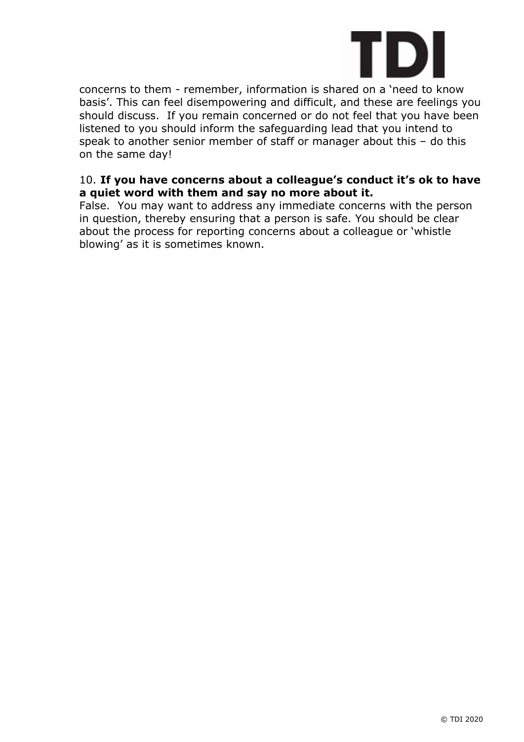concerns to them - remember, information is shared on a 'need to know basis'. This can feel disempowering and difficult, and these are feelings you should discuss. If you remain concerned or do not feel that you have been listened to you should inform the safeguarding lead that you intend to speak to another senior member of staff or manager about this – do this on the same day!

10. **If you have concerns about a colleague's conduct it's ok to have a quiet word with them and say no more about it.**
False. You may want to address any immediate concerns with the person in question, thereby ensuring that a person is safe. You should be clear about the process for reporting concerns about a colleague or 'whistle blowing' as it is sometimes known.